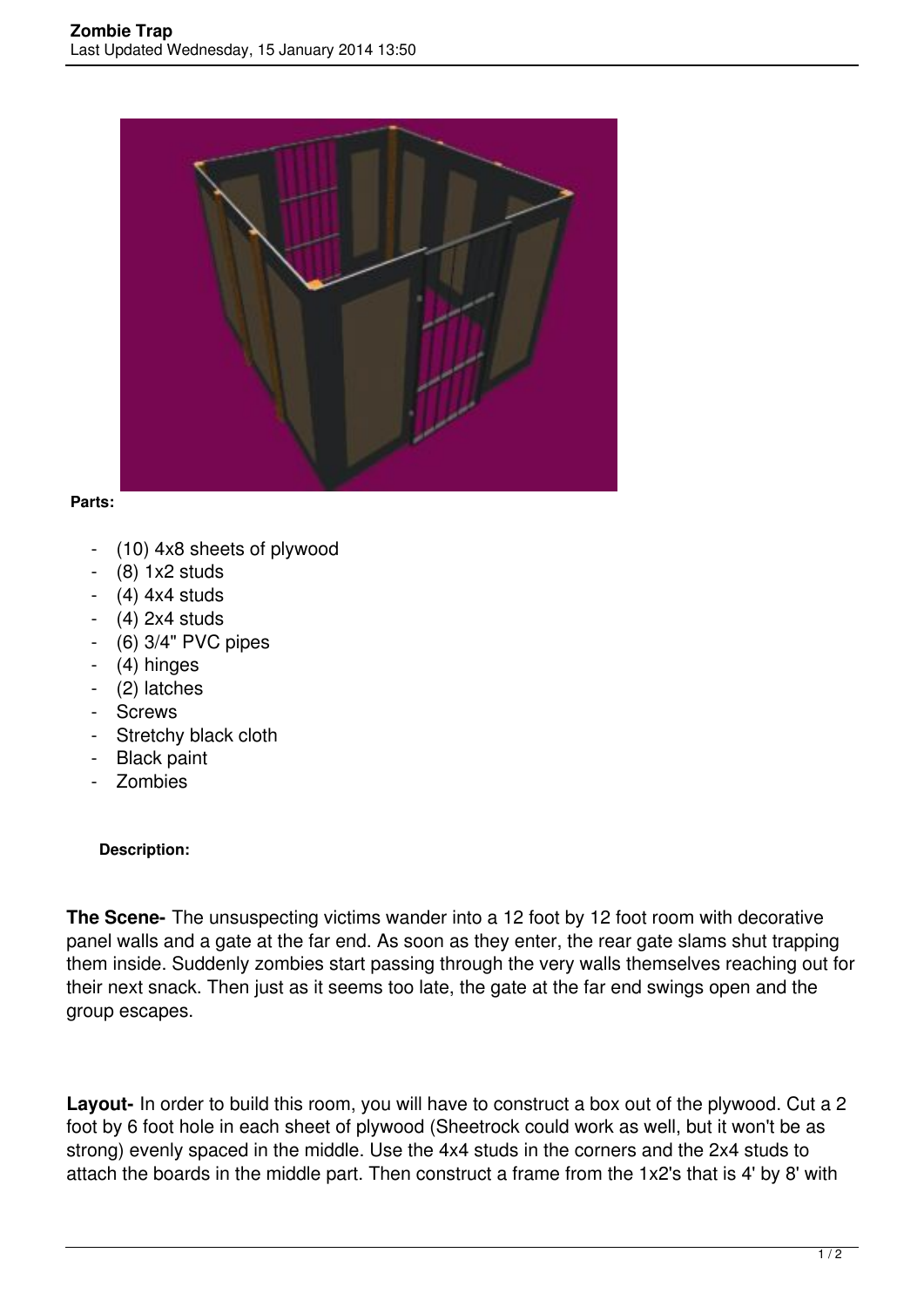**Parts:**

- (10) 4x8 sheets of plywood
- (8) 1x2 studs
- (4) 4x4 studs
- (4) 2x4 studs
- (6) 3/4" PVC pipes
- (4) hinges
- (2) latches
- Screws
- Stretchy black cloth
- Black paint
- Zombies

**Description:**

**The Scene-** The unsuspecting victims wander into a 12 foot by 12 foot room with decorative panel walls and a gate at the far end. As soon as they enter, the rear gate slams shut trapping them inside. Suddenly zombies start passing through the very walls themselves reaching out for their next snack. Then just as it seems too late, the gate at the far end swings open and the group escapes.

**Layout-** In order to build this room, you will have to construct a box out of the plywood. Cut a 2 foot by 6 foot hole in each sheet of plywood (Sheetrock could work as well, but it won't be as strong) evenly spaced in the middle. Use the 4x4 studs in the corners and the 2x4 studs to attach the boards in the middle part. Then construct a frame from the 1x2's that is 4' by 8' with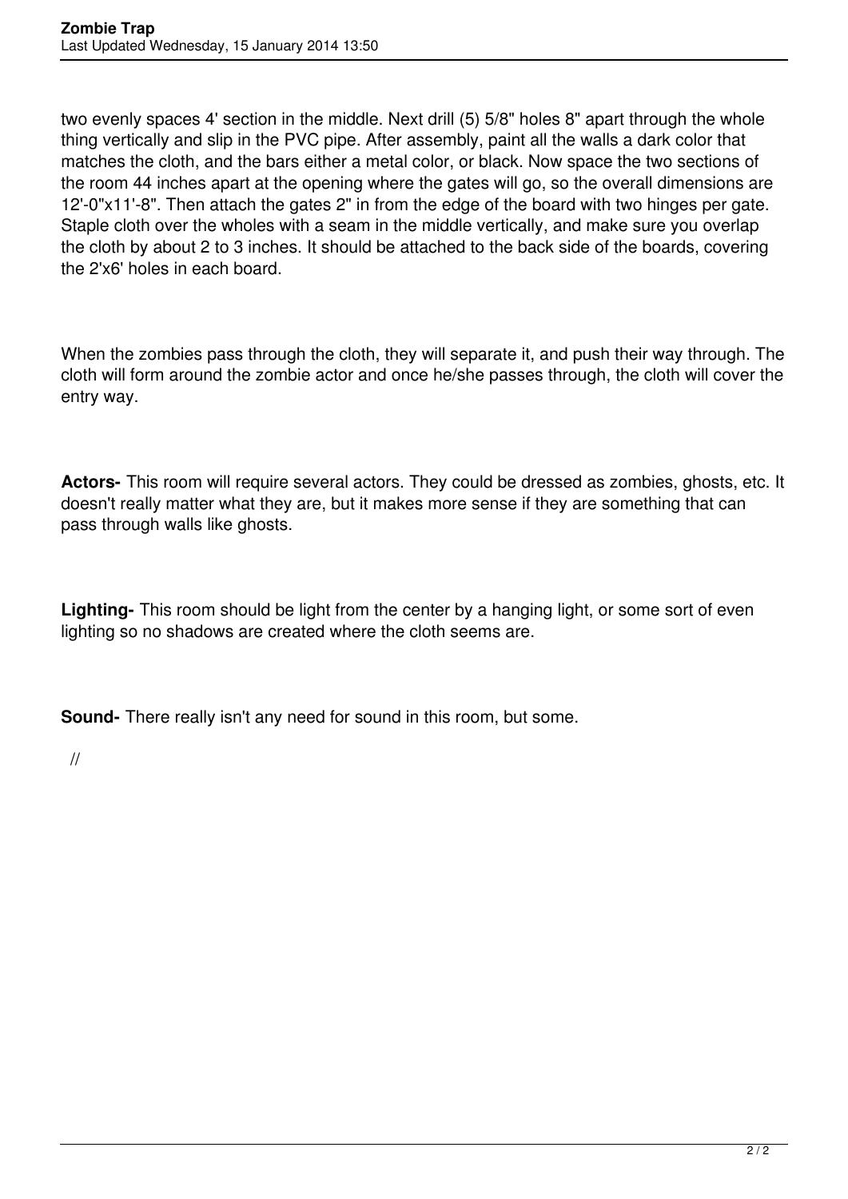two evenly spaces 4' section in the middle. Next drill (5) 5/8" holes 8" apart through the whole thing vertically and slip in the PVC pipe. After assembly, paint all the walls a dark color that matches the cloth, and the bars either a metal color, or black. Now space the two sections of the room 44 inches apart at the opening where the gates will go, so the overall dimensions are 12'-0"x11'-8". Then attach the gates 2" in from the edge of the board with two hinges per gate. Staple cloth over the wholes with a seam in the middle vertically, and make sure you overlap the cloth by about 2 to 3 inches. It should be attached to the back side of the boards, covering the 2'x6' holes in each board.

When the zombies pass through the cloth, they will separate it, and push their way through. The cloth will form around the zombie actor and once he/she passes through, the cloth will cover the entry way.

**Actors-** This room will require several actors. They could be dressed as zombies, ghosts, etc. It doesn't really matter what they are, but it makes more sense if they are something that can pass through walls like ghosts.

**Lighting-** This room should be light from the center by a hanging light, or some sort of even lighting so no shadows are created where the cloth seems are.

**Sound-** There really isn't any need for sound in this room, but some.

//